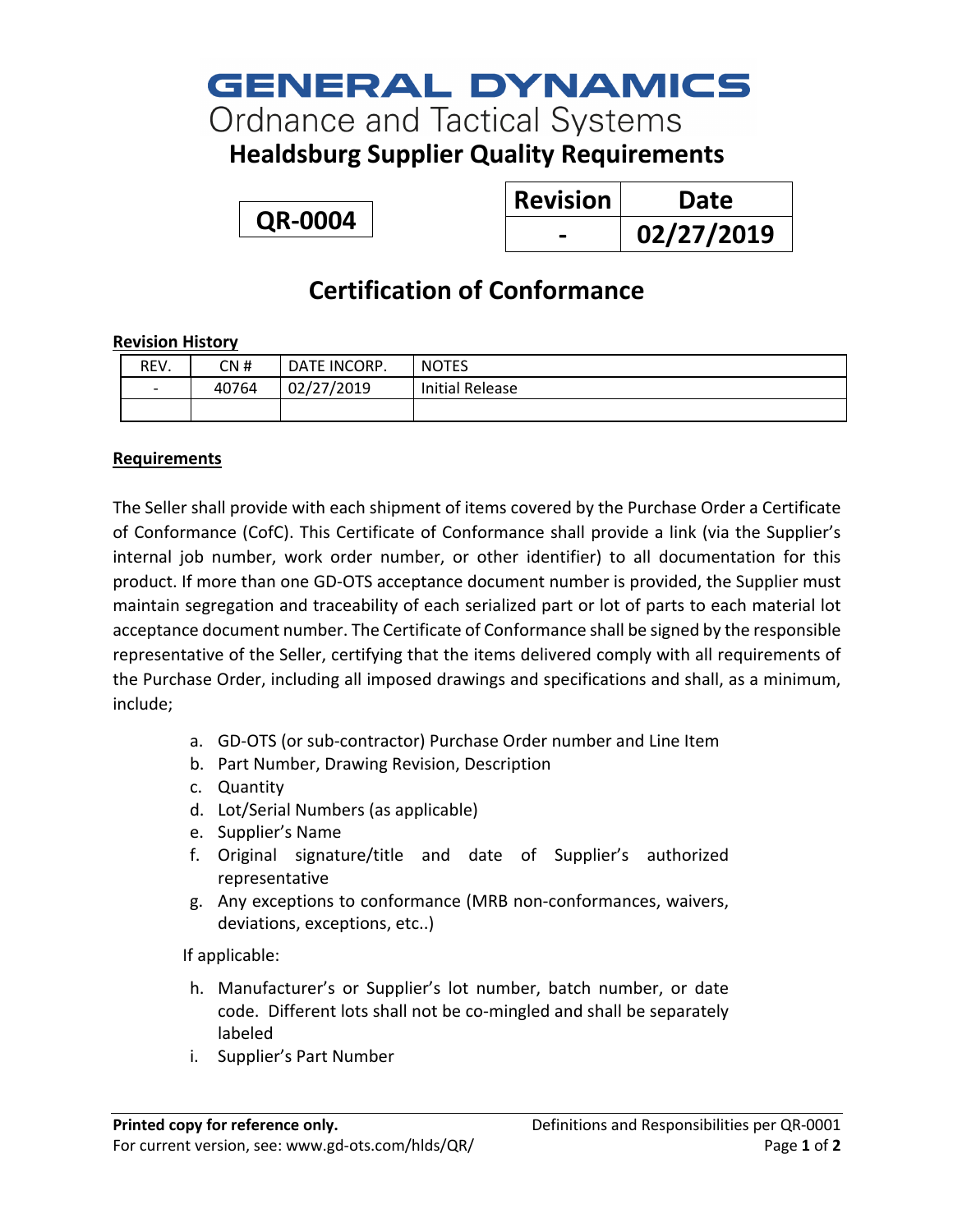# GENERAL DYNAMICS

Ordnance and Tactical Systems

## Healdsburg Supplier Quality Requirements

**QR-0004**

| Revision | Date |
|---|---|
| - | 02/27/2019 |

# Certification of Conformance

**Revision History**

| REV. | CN # | DATE INCORP. | NOTES |
|---|---|---|---|
| - | 40764 | 02/27/2019 | Initial Release |
| | | | |

**Requirements**

The Seller shall provide with each shipment of items covered by the Purchase Order a Certificate of Conformance (CofC). This Certificate of Conformance shall provide a link (via the Supplier's internal job number, work order number, or other identifier) to all documentation for this product. If more than one GD-OTS acceptance document number is provided, the Supplier must maintain segregation and traceability of each serialized part or lot of parts to each material lot acceptance document number. The Certificate of Conformance shall be signed by the responsible representative of the Seller, certifying that the items delivered comply with all requirements of the Purchase Order, including all imposed drawings and specifications and shall, as a minimum, include;

a. GD-OTS (or sub-contractor) Purchase Order number and Line Item
b. Part Number, Drawing Revision, Description
c. Quantity
d. Lot/Serial Numbers (as applicable)
e. Supplier's Name
f. Original signature/title and date of Supplier's authorized representative
g. Any exceptions to conformance (MRB non-conformances, waivers, deviations, exceptions, etc..)

If applicable:

h. Manufacturer's or Supplier's lot number, batch number, or date code. Different lots shall not be co-mingled and shall be separately labeled
i. Supplier's Part Number

**Printed copy for reference only.**
For current version, see: www.gd-ots.com/hlds/QR/

Definitions and Responsibilities per QR-0001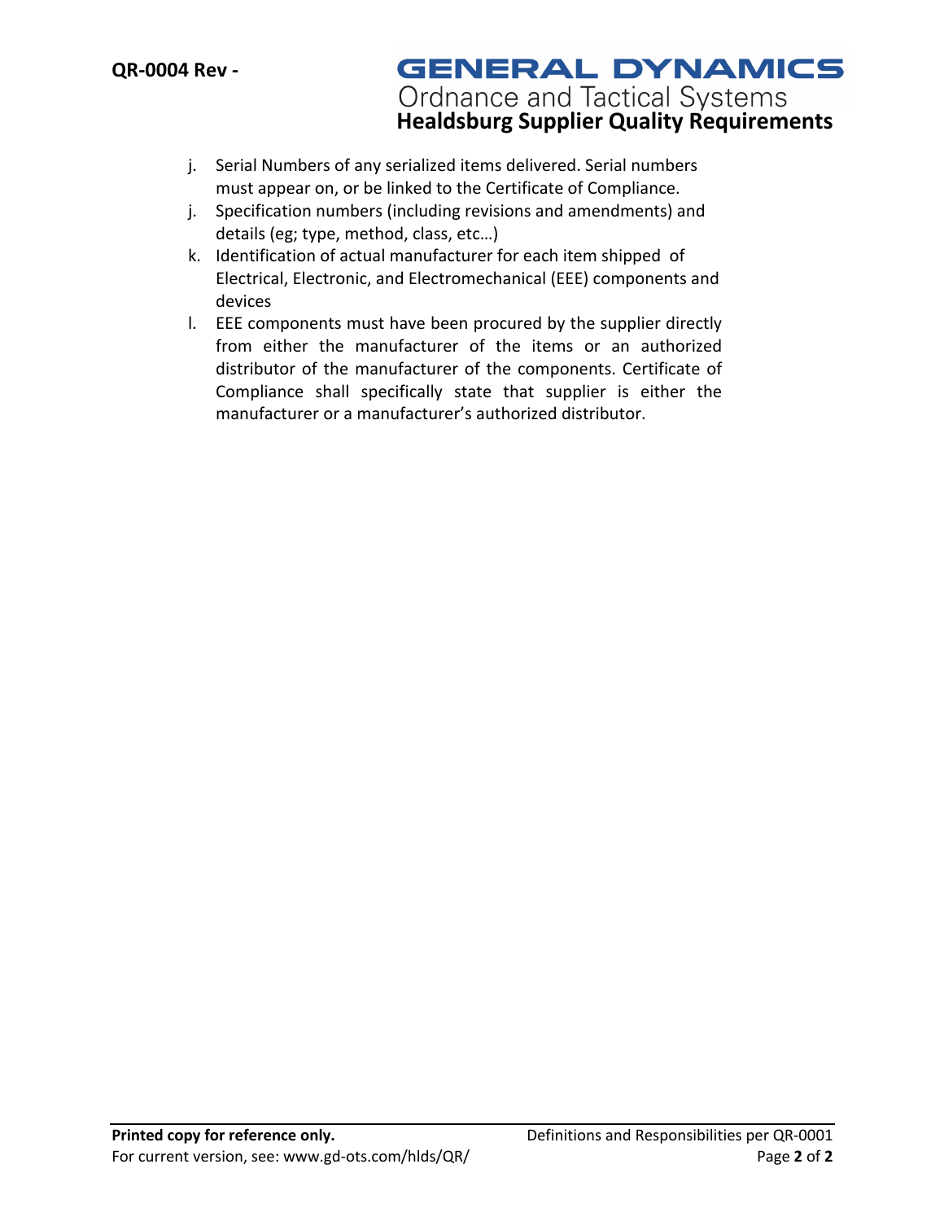j. Serial Numbers of any serialized items delivered. Serial numbers must appear on, or be linked to the Certificate of Compliance.
j. Specification numbers (including revisions and amendments) and details (eg; type, method, class, etc…)
k. Identification of actual manufacturer for each item shipped of Electrical, Electronic, and Electromechanical (EEE) components and devices
l. EEE components must have been procured by the supplier directly from either the manufacturer of the items or an authorized distributor of the manufacturer of the components. Certificate of Compliance shall specifically state that supplier is either the manufacturer or a manufacturer's authorized distributor.